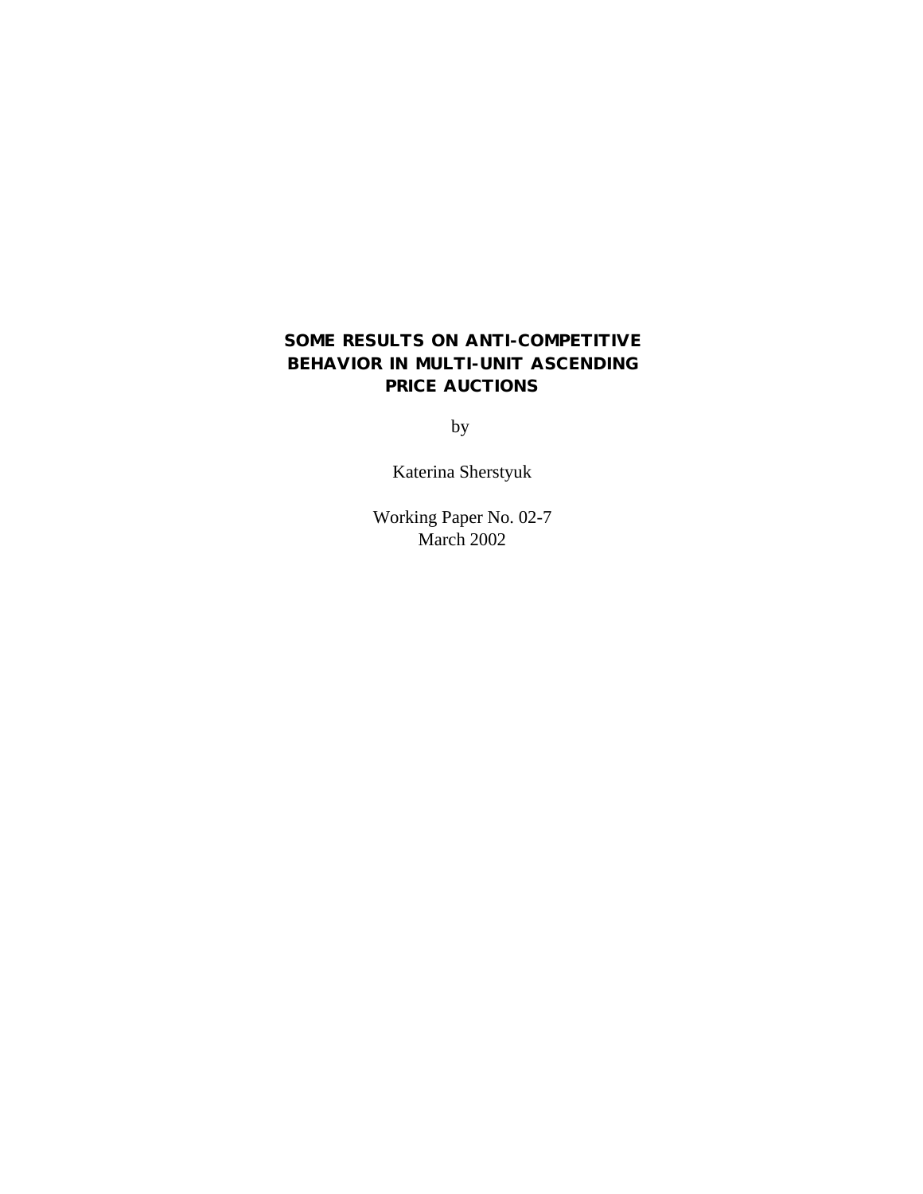# SOME RESULTS ON ANTI-COMPETITIVE BEHAVIOR IN MULTI-UNIT ASCENDING PRICE AUCTIONS

by

Katerina Sherstyuk

Working Paper No. 02-7
March 2002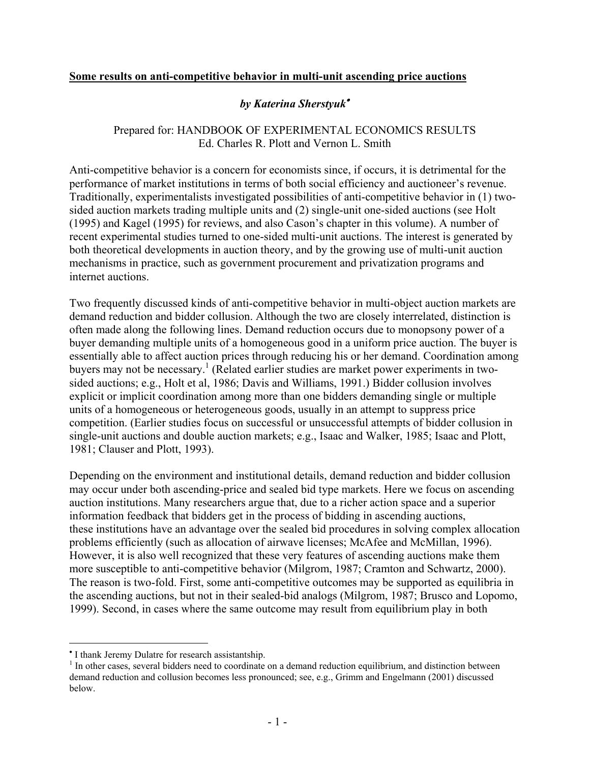**Some results on anti-competitive behavior in multi-unit ascending price auctions**

***by Katerina Sherstyuk*** [•]

Prepared for: HANDBOOK OF EXPERIMENTAL ECONOMICS RESULTS
Ed. Charles R. Plott and Vernon L. Smith

Anti-competitive behavior is a concern for economists since, if occurs, it is detrimental for the performance of market institutions in terms of both social efficiency and auctioneer's revenue. Traditionally, experimentalists investigated possibilities of anti-competitive behavior in (1) two-sided auction markets trading multiple units and (2) single-unit one-sided auctions (see Holt (1995) and Kagel (1995) for reviews, and also Cason's chapter in this volume). A number of recent experimental studies turned to one-sided multi-unit auctions. The interest is generated by both theoretical developments in auction theory, and by the growing use of multi-unit auction mechanisms in practice, such as government procurement and privatization programs and internet auctions.

Two frequently discussed kinds of anti-competitive behavior in multi-object auction markets are demand reduction and bidder collusion. Although the two are closely interrelated, distinction is often made along the following lines. Demand reduction occurs due to monopsony power of a buyer demanding multiple units of a homogeneous good in a uniform price auction. The buyer is essentially able to affect auction prices through reducing his or her demand. Coordination among buyers may not be necessary.[1] (Related earlier studies are market power experiments in two-sided auctions; e.g., Holt et al, 1986; Davis and Williams, 1991.) Bidder collusion involves explicit or implicit coordination among more than one bidders demanding single or multiple units of a homogeneous or heterogeneous goods, usually in an attempt to suppress price competition. (Earlier studies focus on successful or unsuccessful attempts of bidder collusion in single-unit auctions and double auction markets; e.g., Isaac and Walker, 1985; Isaac and Plott, 1981; Clauser and Plott, 1993).

Depending on the environment and institutional details, demand reduction and bidder collusion may occur under both ascending-price and sealed bid type markets. Here we focus on ascending auction institutions. Many researchers argue that, due to a richer action space and a superior information feedback that bidders get in the process of bidding in ascending auctions, these institutions have an advantage over the sealed bid procedures in solving complex allocation problems efficiently (such as allocation of airwave licenses; McAfee and McMillan, 1996). However, it is also well recognized that these very features of ascending auctions make them more susceptible to anti-competitive behavior (Milgrom, 1987; Cramton and Schwartz, 2000). The reason is two-fold. First, some anti-competitive outcomes may be supported as equilibria in the ascending auctions, but not in their sealed-bid analogs (Milgrom, 1987; Brusco and Lopomo, 1999). Second, in cases where the same outcome may result from equilibrium play in both

---

[•] I thank Jeremy Dulatre for research assistantship.

[1] In other cases, several bidders need to coordinate on a demand reduction equilibrium, and distinction between demand reduction and collusion becomes less pronounced; see, e.g., Grimm and Engelmann (2001) discussed below.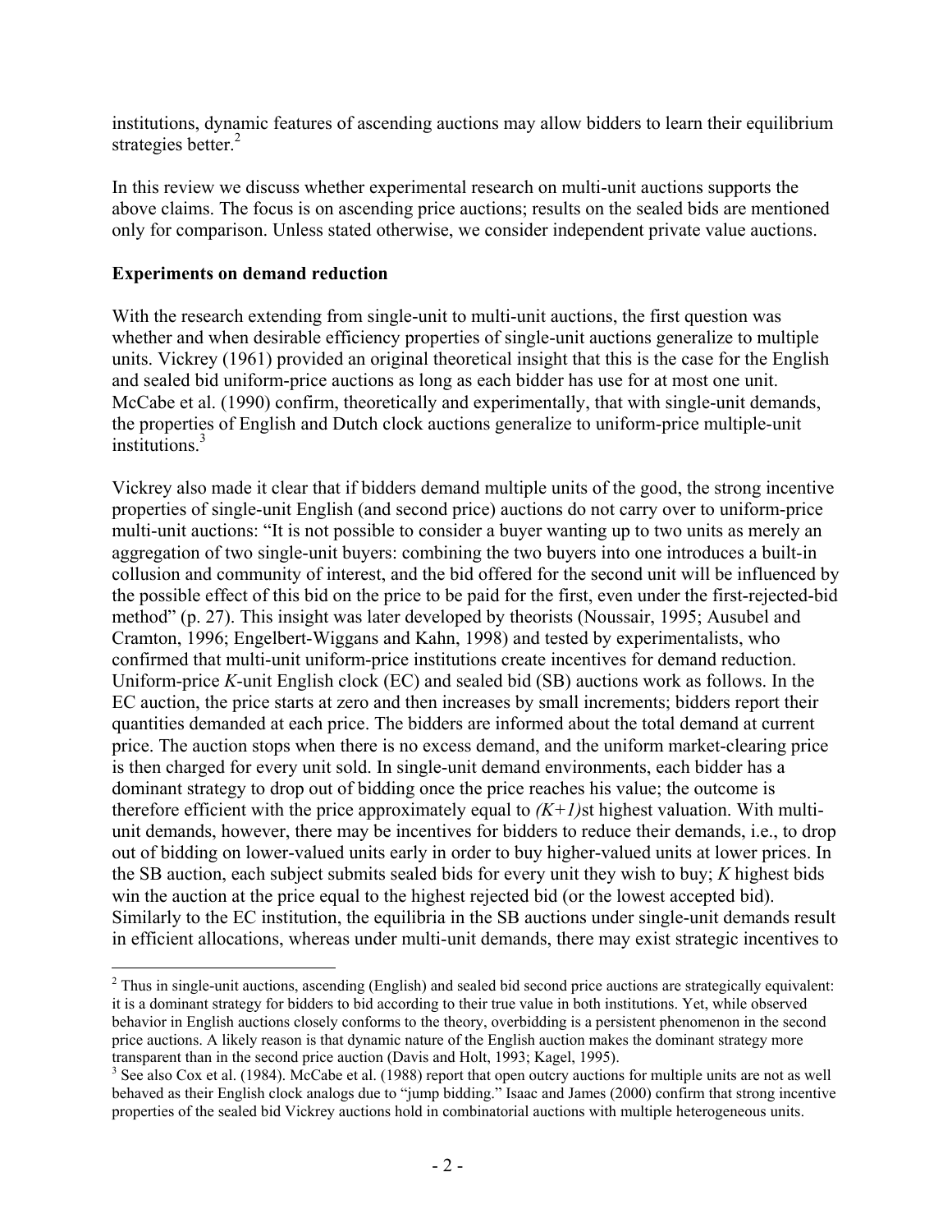institutions, dynamic features of ascending auctions may allow bidders to learn their equilibrium strategies better.[2]

In this review we discuss whether experimental research on multi-unit auctions supports the above claims. The focus is on ascending price auctions; results on the sealed bids are mentioned only for comparison. Unless stated otherwise, we consider independent private value auctions.

**Experiments on demand reduction**

With the research extending from single-unit to multi-unit auctions, the first question was whether and when desirable efficiency properties of single-unit auctions generalize to multiple units. Vickrey (1961) provided an original theoretical insight that this is the case for the English and sealed bid uniform-price auctions as long as each bidder has use for at most one unit. McCabe et al. (1990) confirm, theoretically and experimentally, that with single-unit demands, the properties of English and Dutch clock auctions generalize to uniform-price multiple-unit institutions.[3]

Vickrey also made it clear that if bidders demand multiple units of the good, the strong incentive properties of single-unit English (and second price) auctions do not carry over to uniform-price multi-unit auctions: "It is not possible to consider a buyer wanting up to two units as merely an aggregation of two single-unit buyers: combining the two buyers into one introduces a built-in collusion and community of interest, and the bid offered for the second unit will be influenced by the possible effect of this bid on the price to be paid for the first, even under the first-rejected-bid method" (p. 27). This insight was later developed by theorists (Noussair, 1995; Ausubel and Cramton, 1996; Engelbert-Wiggans and Kahn, 1998) and tested by experimentalists, who confirmed that multi-unit uniform-price institutions create incentives for demand reduction. Uniform-price $K$-unit English clock (EC) and sealed bid (SB) auctions work as follows. In the EC auction, the price starts at zero and then increases by small increments; bidders report their quantities demanded at each price. The bidders are informed about the total demand at current price. The auction stops when there is no excess demand, and the uniform market-clearing price is then charged for every unit sold. In single-unit demand environments, each bidder has a dominant strategy to drop out of bidding once the price reaches his value; the outcome is therefore efficient with the price approximately equal to $(K+1)$st highest valuation. With multi-unit demands, however, there may be incentives for bidders to reduce their demands, i.e., to drop out of bidding on lower-valued units early in order to buy higher-valued units at lower prices. In the SB auction, each subject submits sealed bids for every unit they wish to buy; $K$ highest bids win the auction at the price equal to the highest rejected bid (or the lowest accepted bid). Similarly to the EC institution, the equilibria in the SB auctions under single-unit demands result in efficient allocations, whereas under multi-unit demands, there may exist strategic incentives to

[2] Thus in single-unit auctions, ascending (English) and sealed bid second price auctions are strategically equivalent: it is a dominant strategy for bidders to bid according to their true value in both institutions. Yet, while observed behavior in English auctions closely conforms to the theory, overbidding is a persistent phenomenon in the second price auctions. A likely reason is that dynamic nature of the English auction makes the dominant strategy more transparent than in the second price auction (Davis and Holt, 1993; Kagel, 1995).

[3] See also Cox et al. (1984). McCabe et al. (1988) report that open outcry auctions for multiple units are not as well behaved as their English clock analogs due to "jump bidding." Isaac and James (2000) confirm that strong incentive properties of the sealed bid Vickrey auctions hold in combinatorial auctions with multiple heterogeneous units.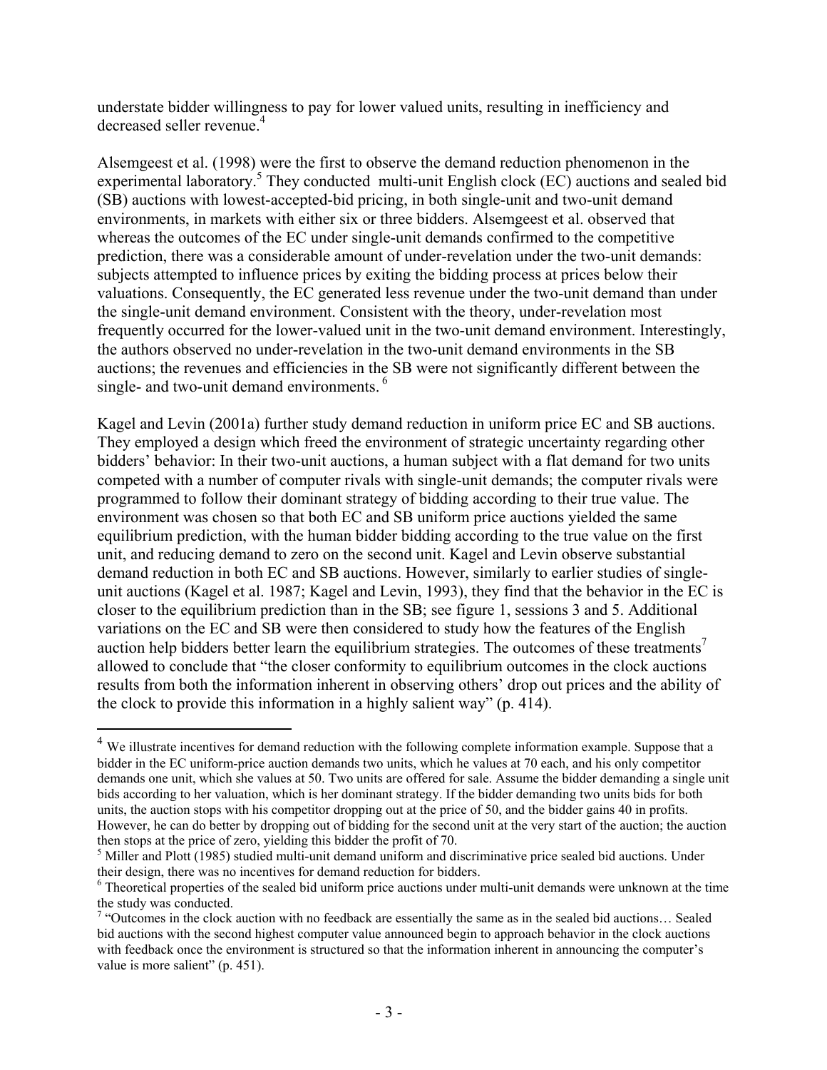understate bidder willingness to pay for lower valued units, resulting in inefficiency and decreased seller revenue.[4]

Alsemgeest et al. (1998) were the first to observe the demand reduction phenomenon in the experimental laboratory.[5] They conducted multi-unit English clock (EC) auctions and sealed bid (SB) auctions with lowest-accepted-bid pricing, in both single-unit and two-unit demand environments, in markets with either six or three bidders. Alsemgeest et al. observed that whereas the outcomes of the EC under single-unit demands confirmed to the competitive prediction, there was a considerable amount of under-revelation under the two-unit demands: subjects attempted to influence prices by exiting the bidding process at prices below their valuations. Consequently, the EC generated less revenue under the two-unit demand than under the single-unit demand environment. Consistent with the theory, under-revelation most frequently occurred for the lower-valued unit in the two-unit demand environment. Interestingly, the authors observed no under-revelation in the two-unit demand environments in the SB auctions; the revenues and efficiencies in the SB were not significantly different between the single- and two-unit demand environments.[6]

Kagel and Levin (2001a) further study demand reduction in uniform price EC and SB auctions. They employed a design which freed the environment of strategic uncertainty regarding other bidders' behavior: In their two-unit auctions, a human subject with a flat demand for two units competed with a number of computer rivals with single-unit demands; the computer rivals were programmed to follow their dominant strategy of bidding according to their true value. The environment was chosen so that both EC and SB uniform price auctions yielded the same equilibrium prediction, with the human bidder bidding according to the true value on the first unit, and reducing demand to zero on the second unit. Kagel and Levin observe substantial demand reduction in both EC and SB auctions. However, similarly to earlier studies of single-unit auctions (Kagel et al. 1987; Kagel and Levin, 1993), they find that the behavior in the EC is closer to the equilibrium prediction than in the SB; see figure 1, sessions 3 and 5. Additional variations on the EC and SB were then considered to study how the features of the English auction help bidders better learn the equilibrium strategies. The outcomes of these treatments[7] allowed to conclude that "the closer conformity to equilibrium outcomes in the clock auctions results from both the information inherent in observing others' drop out prices and the ability of the clock to provide this information in a highly salient way" (p. 414).

---

[4] We illustrate incentives for demand reduction with the following complete information example. Suppose that a bidder in the EC uniform-price auction demands two units, which he values at 70 each, and his only competitor demands one unit, which she values at 50. Two units are offered for sale. Assume the bidder demanding a single unit bids according to her valuation, which is her dominant strategy. If the bidder demanding two units bids for both units, the auction stops with his competitor dropping out at the price of 50, and the bidder gains 40 in profits. However, he can do better by dropping out of bidding for the second unit at the very start of the auction; the auction then stops at the price of zero, yielding this bidder the profit of 70.

[5] Miller and Plott (1985) studied multi-unit demand uniform and discriminative price sealed bid auctions. Under their design, there was no incentives for demand reduction for bidders.

[6] Theoretical properties of the sealed bid uniform price auctions under multi-unit demands were unknown at the time the study was conducted.

[7] "Outcomes in the clock auction with no feedback are essentially the same as in the sealed bid auctions… Sealed bid auctions with the second highest computer value announced begin to approach behavior in the clock auctions with feedback once the environment is structured so that the information inherent in announcing the computer's value is more salient" (p. 451).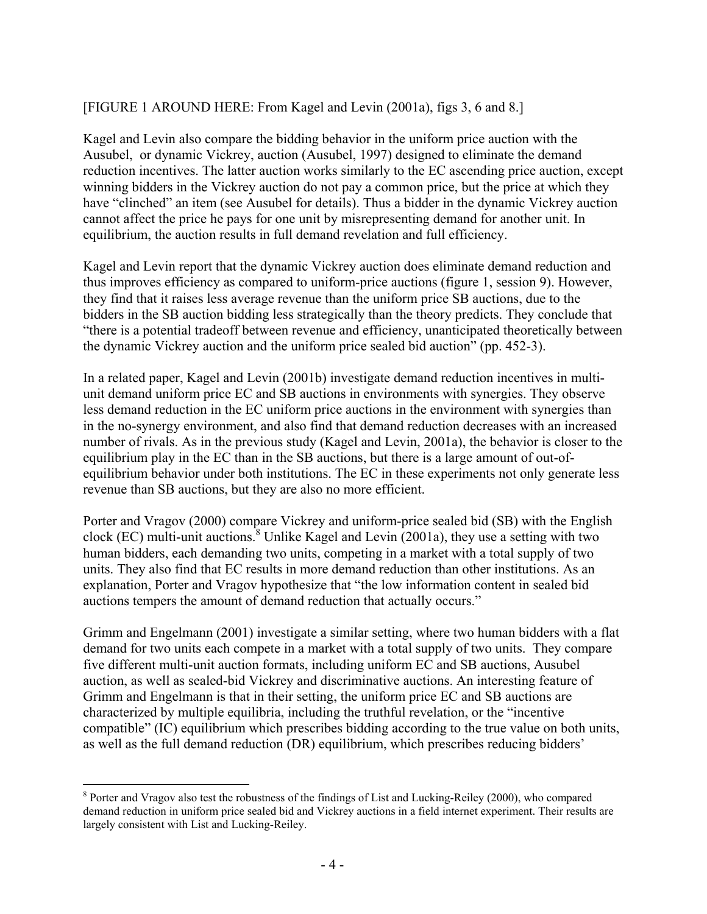[FIGURE 1 AROUND HERE: From Kagel and Levin (2001a), figs 3, 6 and 8.]

Kagel and Levin also compare the bidding behavior in the uniform price auction with the Ausubel, or dynamic Vickrey, auction (Ausubel, 1997) designed to eliminate the demand reduction incentives. The latter auction works similarly to the EC ascending price auction, except winning bidders in the Vickrey auction do not pay a common price, but the price at which they have "clinched" an item (see Ausubel for details). Thus a bidder in the dynamic Vickrey auction cannot affect the price he pays for one unit by misrepresenting demand for another unit. In equilibrium, the auction results in full demand revelation and full efficiency.

Kagel and Levin report that the dynamic Vickrey auction does eliminate demand reduction and thus improves efficiency as compared to uniform-price auctions (figure 1, session 9). However, they find that it raises less average revenue than the uniform price SB auctions, due to the bidders in the SB auction bidding less strategically than the theory predicts. They conclude that "there is a potential tradeoff between revenue and efficiency, unanticipated theoretically between the dynamic Vickrey auction and the uniform price sealed bid auction" (pp. 452-3).

In a related paper, Kagel and Levin (2001b) investigate demand reduction incentives in multi-unit demand uniform price EC and SB auctions in environments with synergies. They observe less demand reduction in the EC uniform price auctions in the environment with synergies than in the no-synergy environment, and also find that demand reduction decreases with an increased number of rivals. As in the previous study (Kagel and Levin, 2001a), the behavior is closer to the equilibrium play in the EC than in the SB auctions, but there is a large amount of out-of-equilibrium behavior under both institutions. The EC in these experiments not only generate less revenue than SB auctions, but they are also no more efficient.

Porter and Vragov (2000) compare Vickrey and uniform-price sealed bid (SB) with the English clock (EC) multi-unit auctions.[8] Unlike Kagel and Levin (2001a), they use a setting with two human bidders, each demanding two units, competing in a market with a total supply of two units. They also find that EC results in more demand reduction than other institutions. As an explanation, Porter and Vragov hypothesize that "the low information content in sealed bid auctions tempers the amount of demand reduction that actually occurs."

Grimm and Engelmann (2001) investigate a similar setting, where two human bidders with a flat demand for two units each compete in a market with a total supply of two units. They compare five different multi-unit auction formats, including uniform EC and SB auctions, Ausubel auction, as well as sealed-bid Vickrey and discriminative auctions. An interesting feature of Grimm and Engelmann is that in their setting, the uniform price EC and SB auctions are characterized by multiple equilibria, including the truthful revelation, or the "incentive compatible" (IC) equilibrium which prescribes bidding according to the true value on both units, as well as the full demand reduction (DR) equilibrium, which prescribes reducing bidders'

[8] Porter and Vragov also test the robustness of the findings of List and Lucking-Reiley (2000), who compared demand reduction in uniform price sealed bid and Vickrey auctions in a field internet experiment. Their results are largely consistent with List and Lucking-Reiley.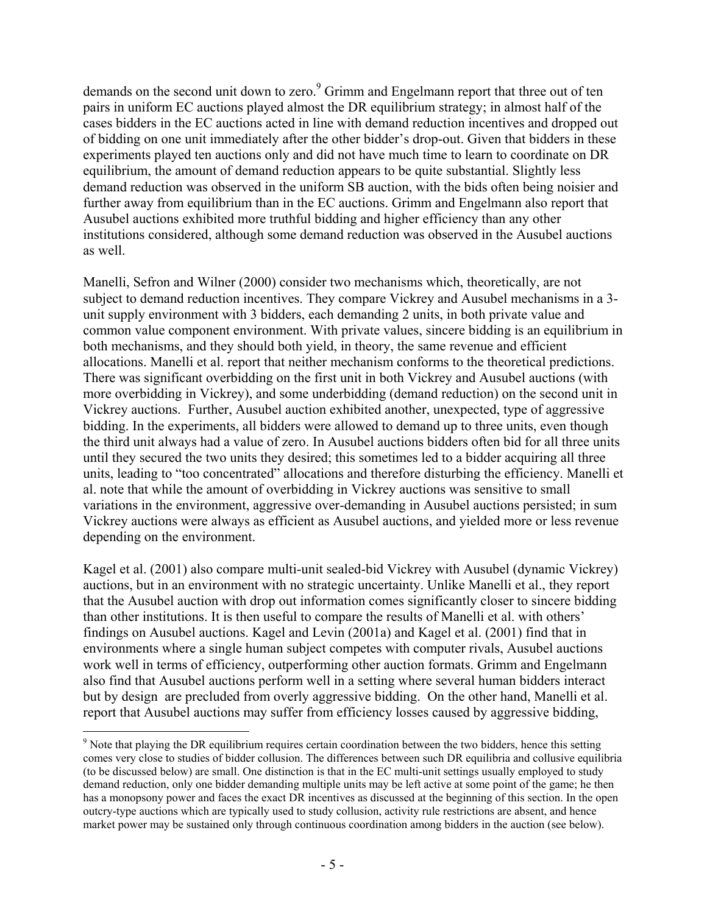demands on the second unit down to zero.[9] Grimm and Engelmann report that three out of ten pairs in uniform EC auctions played almost the DR equilibrium strategy; in almost half of the cases bidders in the EC auctions acted in line with demand reduction incentives and dropped out of bidding on one unit immediately after the other bidder's drop-out. Given that bidders in these experiments played ten auctions only and did not have much time to learn to coordinate on DR equilibrium, the amount of demand reduction appears to be quite substantial. Slightly less demand reduction was observed in the uniform SB auction, with the bids often being noisier and further away from equilibrium than in the EC auctions. Grimm and Engelmann also report that Ausubel auctions exhibited more truthful bidding and higher efficiency than any other institutions considered, although some demand reduction was observed in the Ausubel auctions as well.

Manelli, Sefron and Wilner (2000) consider two mechanisms which, theoretically, are not subject to demand reduction incentives. They compare Vickrey and Ausubel mechanisms in a 3-unit supply environment with 3 bidders, each demanding 2 units, in both private value and common value component environment. With private values, sincere bidding is an equilibrium in both mechanisms, and they should both yield, in theory, the same revenue and efficient allocations. Manelli et al. report that neither mechanism conforms to the theoretical predictions. There was significant overbidding on the first unit in both Vickrey and Ausubel auctions (with more overbidding in Vickrey), and some underbidding (demand reduction) on the second unit in Vickrey auctions. Further, Ausubel auction exhibited another, unexpected, type of aggressive bidding. In the experiments, all bidders were allowed to demand up to three units, even though the third unit always had a value of zero. In Ausubel auctions bidders often bid for all three units until they secured the two units they desired; this sometimes led to a bidder acquiring all three units, leading to "too concentrated" allocations and therefore disturbing the efficiency. Manelli et al. note that while the amount of overbidding in Vickrey auctions was sensitive to small variations in the environment, aggressive over-demanding in Ausubel auctions persisted; in sum Vickrey auctions were always as efficient as Ausubel auctions, and yielded more or less revenue depending on the environment.

Kagel et al. (2001) also compare multi-unit sealed-bid Vickrey with Ausubel (dynamic Vickrey) auctions, but in an environment with no strategic uncertainty. Unlike Manelli et al., they report that the Ausubel auction with drop out information comes significantly closer to sincere bidding than other institutions. It is then useful to compare the results of Manelli et al. with others' findings on Ausubel auctions. Kagel and Levin (2001a) and Kagel et al. (2001) find that in environments where a single human subject competes with computer rivals, Ausubel auctions work well in terms of efficiency, outperforming other auction formats. Grimm and Engelmann also find that Ausubel auctions perform well in a setting where several human bidders interact but by design are precluded from overly aggressive bidding. On the other hand, Manelli et al. report that Ausubel auctions may suffer from efficiency losses caused by aggressive bidding,

[9] Note that playing the DR equilibrium requires certain coordination between the two bidders, hence this setting comes very close to studies of bidder collusion. The differences between such DR equilibria and collusive equilibria (to be discussed below) are small. One distinction is that in the EC multi-unit settings usually employed to study demand reduction, only one bidder demanding multiple units may be left active at some point of the game; he then has a monopsony power and faces the exact DR incentives as discussed at the beginning of this section. In the open outcry-type auctions which are typically used to study collusion, activity rule restrictions are absent, and hence market power may be sustained only through continuous coordination among bidders in the auction (see below).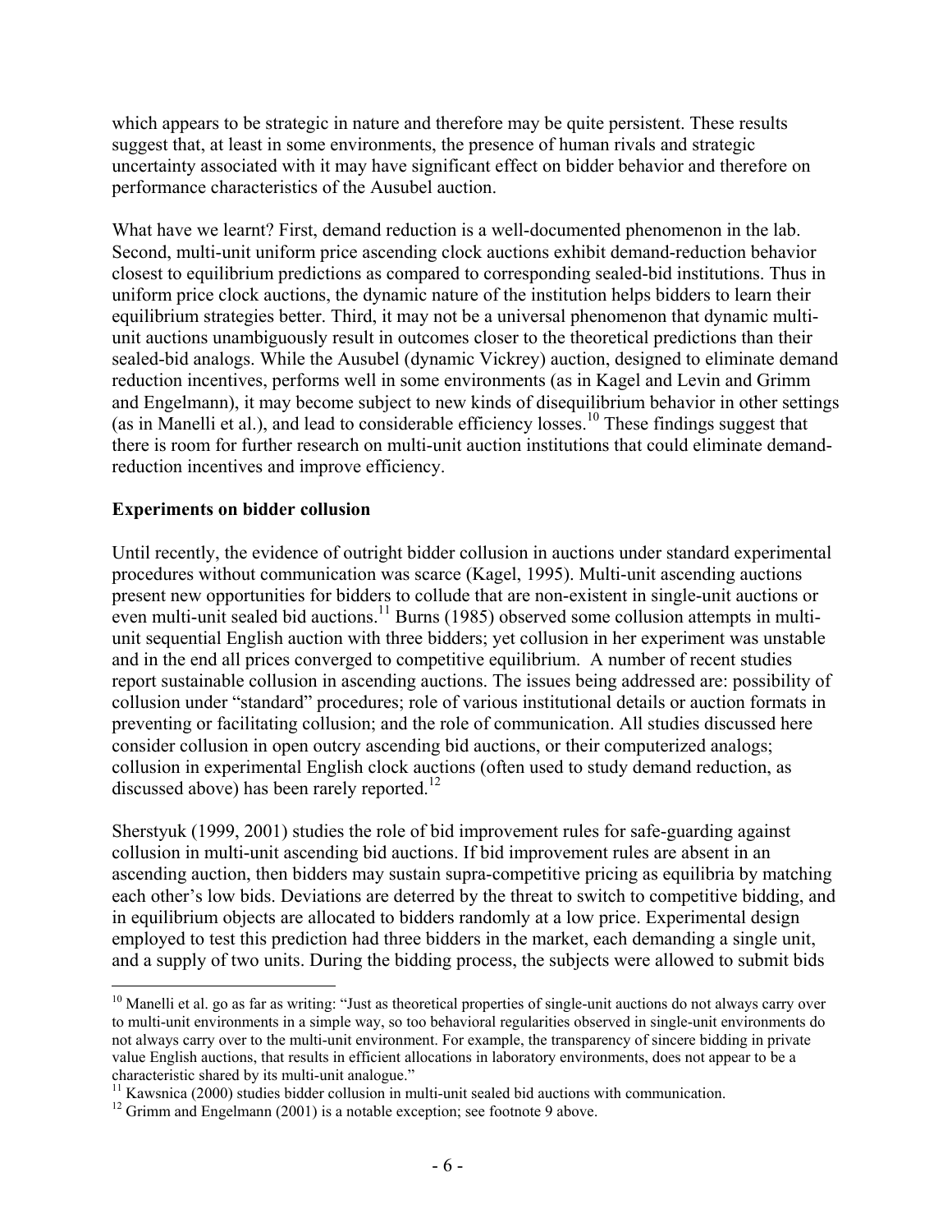which appears to be strategic in nature and therefore may be quite persistent. These results suggest that, at least in some environments, the presence of human rivals and strategic uncertainty associated with it may have significant effect on bidder behavior and therefore on performance characteristics of the Ausubel auction.

What have we learnt? First, demand reduction is a well-documented phenomenon in the lab. Second, multi-unit uniform price ascending clock auctions exhibit demand-reduction behavior closest to equilibrium predictions as compared to corresponding sealed-bid institutions. Thus in uniform price clock auctions, the dynamic nature of the institution helps bidders to learn their equilibrium strategies better. Third, it may not be a universal phenomenon that dynamic multi-unit auctions unambiguously result in outcomes closer to the theoretical predictions than their sealed-bid analogs. While the Ausubel (dynamic Vickrey) auction, designed to eliminate demand reduction incentives, performs well in some environments (as in Kagel and Levin and Grimm and Engelmann), it may become subject to new kinds of disequilibrium behavior in other settings (as in Manelli et al.), and lead to considerable efficiency losses.[10] These findings suggest that there is room for further research on multi-unit auction institutions that could eliminate demand-reduction incentives and improve efficiency.

**Experiments on bidder collusion**

Until recently, the evidence of outright bidder collusion in auctions under standard experimental procedures without communication was scarce (Kagel, 1995). Multi-unit ascending auctions present new opportunities for bidders to collude that are non-existent in single-unit auctions or even multi-unit sealed bid auctions.[11] Burns (1985) observed some collusion attempts in multi-unit sequential English auction with three bidders; yet collusion in her experiment was unstable and in the end all prices converged to competitive equilibrium. A number of recent studies report sustainable collusion in ascending auctions. The issues being addressed are: possibility of collusion under "standard" procedures; role of various institutional details or auction formats in preventing or facilitating collusion; and the role of communication. All studies discussed here consider collusion in open outcry ascending bid auctions, or their computerized analogs; collusion in experimental English clock auctions (often used to study demand reduction, as discussed above) has been rarely reported.[12]

Sherstyuk (1999, 2001) studies the role of bid improvement rules for safe-guarding against collusion in multi-unit ascending bid auctions. If bid improvement rules are absent in an ascending auction, then bidders may sustain supra-competitive pricing as equilibria by matching each other's low bids. Deviations are deterred by the threat to switch to competitive bidding, and in equilibrium objects are allocated to bidders randomly at a low price. Experimental design employed to test this prediction had three bidders in the market, each demanding a single unit, and a supply of two units. During the bidding process, the subjects were allowed to submit bids

---

[10] Manelli et al. go as far as writing: "Just as theoretical properties of single-unit auctions do not always carry over to multi-unit environments in a simple way, so too behavioral regularities observed in single-unit environments do not always carry over to the multi-unit environment. For example, the transparency of sincere bidding in private value English auctions, that results in efficient allocations in laboratory environments, does not appear to be a characteristic shared by its multi-unit analogue."

[11] Kawsnica (2000) studies bidder collusion in multi-unit sealed bid auctions with communication.

[12] Grimm and Engelmann (2001) is a notable exception; see footnote 9 above.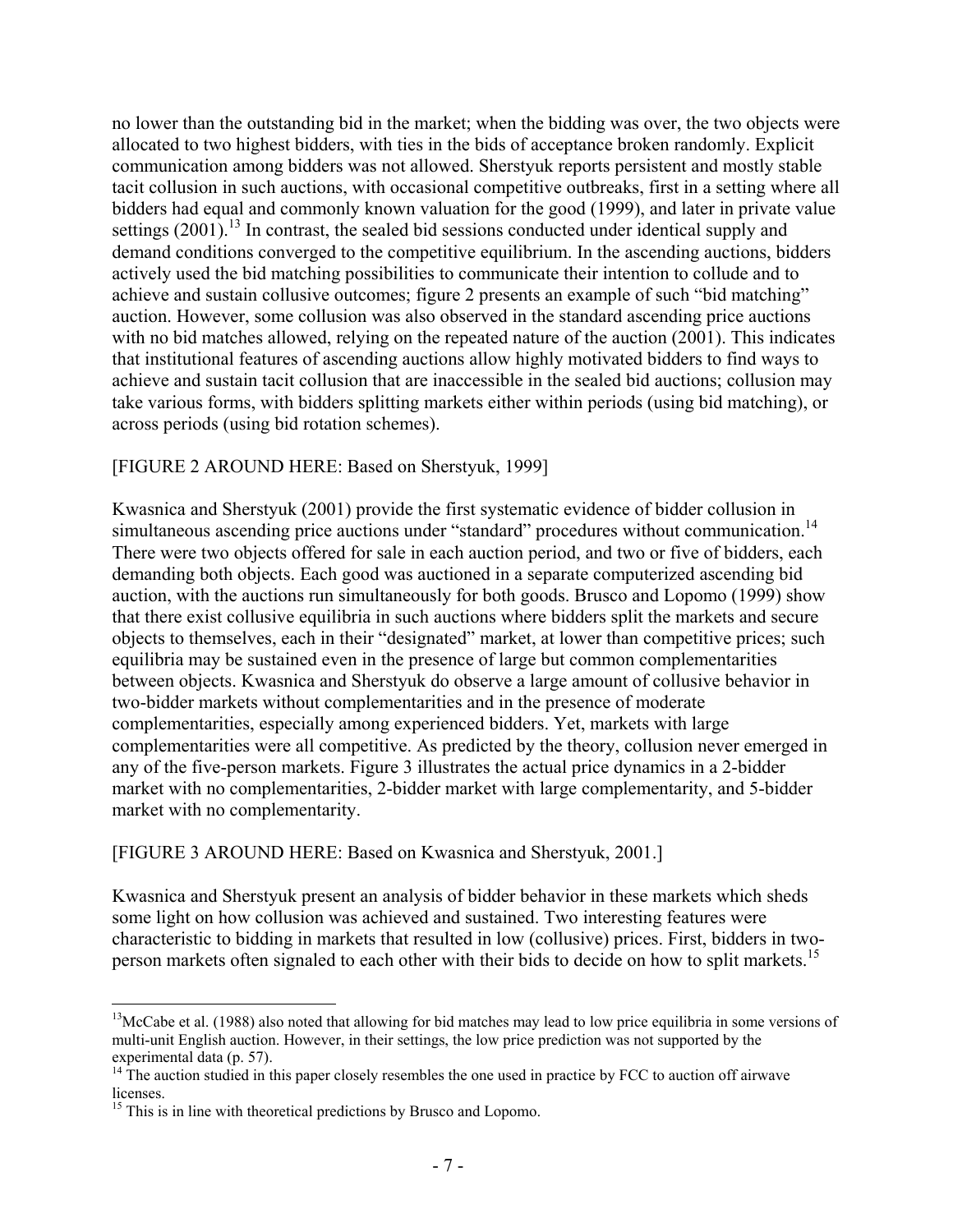no lower than the outstanding bid in the market; when the bidding was over, the two objects were allocated to two highest bidders, with ties in the bids of acceptance broken randomly. Explicit communication among bidders was not allowed. Sherstyuk reports persistent and mostly stable tacit collusion in such auctions, with occasional competitive outbreaks, first in a setting where all bidders had equal and commonly known valuation for the good (1999), and later in private value settings (2001).[13] In contrast, the sealed bid sessions conducted under identical supply and demand conditions converged to the competitive equilibrium. In the ascending auctions, bidders actively used the bid matching possibilities to communicate their intention to collude and to achieve and sustain collusive outcomes; figure 2 presents an example of such "bid matching" auction. However, some collusion was also observed in the standard ascending price auctions with no bid matches allowed, relying on the repeated nature of the auction (2001). This indicates that institutional features of ascending auctions allow highly motivated bidders to find ways to achieve and sustain tacit collusion that are inaccessible in the sealed bid auctions; collusion may take various forms, with bidders splitting markets either within periods (using bid matching), or across periods (using bid rotation schemes).

[FIGURE 2 AROUND HERE: Based on Sherstyuk, 1999]

Kwasnica and Sherstyuk (2001) provide the first systematic evidence of bidder collusion in simultaneous ascending price auctions under "standard" procedures without communication.[14] There were two objects offered for sale in each auction period, and two or five of bidders, each demanding both objects. Each good was auctioned in a separate computerized ascending bid auction, with the auctions run simultaneously for both goods. Brusco and Lopomo (1999) show that there exist collusive equilibria in such auctions where bidders split the markets and secure objects to themselves, each in their "designated" market, at lower than competitive prices; such equilibria may be sustained even in the presence of large but common complementarities between objects. Kwasnica and Sherstyuk do observe a large amount of collusive behavior in two-bidder markets without complementarities and in the presence of moderate complementarities, especially among experienced bidders. Yet, markets with large complementarities were all competitive. As predicted by the theory, collusion never emerged in any of the five-person markets. Figure 3 illustrates the actual price dynamics in a 2-bidder market with no complementarities, 2-bidder market with large complementarity, and 5-bidder market with no complementarity.

[FIGURE 3 AROUND HERE: Based on Kwasnica and Sherstyuk, 2001.]

Kwasnica and Sherstyuk present an analysis of bidder behavior in these markets which sheds some light on how collusion was achieved and sustained. Two interesting features were characteristic to bidding in markets that resulted in low (collusive) prices. First, bidders in two-person markets often signaled to each other with their bids to decide on how to split markets.[15]

---

[13] McCabe et al. (1988) also noted that allowing for bid matches may lead to low price equilibria in some versions of multi-unit English auction. However, in their settings, the low price prediction was not supported by the experimental data (p. 57).

[14] The auction studied in this paper closely resembles the one used in practice by FCC to auction off airwave licenses.

[15] This is in line with theoretical predictions by Brusco and Lopomo.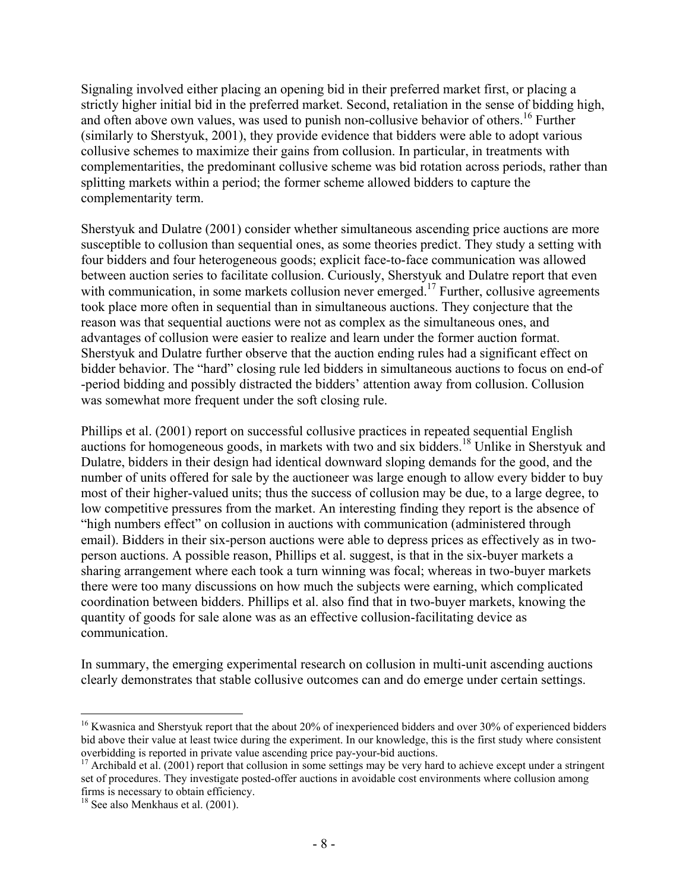Signaling involved either placing an opening bid in their preferred market first, or placing a strictly higher initial bid in the preferred market. Second, retaliation in the sense of bidding high, and often above own values, was used to punish non-collusive behavior of others.[16] Further (similarly to Sherstyuk, 2001), they provide evidence that bidders were able to adopt various collusive schemes to maximize their gains from collusion. In particular, in treatments with complementarities, the predominant collusive scheme was bid rotation across periods, rather than splitting markets within a period; the former scheme allowed bidders to capture the complementarity term.

Sherstyuk and Dulatre (2001) consider whether simultaneous ascending price auctions are more susceptible to collusion than sequential ones, as some theories predict. They study a setting with four bidders and four heterogeneous goods; explicit face-to-face communication was allowed between auction series to facilitate collusion. Curiously, Sherstyuk and Dulatre report that even with communication, in some markets collusion never emerged.[17] Further, collusive agreements took place more often in sequential than in simultaneous auctions. They conjecture that the reason was that sequential auctions were not as complex as the simultaneous ones, and advantages of collusion were easier to realize and learn under the former auction format. Sherstyuk and Dulatre further observe that the auction ending rules had a significant effect on bidder behavior. The "hard" closing rule led bidders in simultaneous auctions to focus on end-of -period bidding and possibly distracted the bidders' attention away from collusion. Collusion was somewhat more frequent under the soft closing rule.

Phillips et al. (2001) report on successful collusive practices in repeated sequential English auctions for homogeneous goods, in markets with two and six bidders.[18] Unlike in Sherstyuk and Dulatre, bidders in their design had identical downward sloping demands for the good, and the number of units offered for sale by the auctioneer was large enough to allow every bidder to buy most of their higher-valued units; thus the success of collusion may be due, to a large degree, to low competitive pressures from the market. An interesting finding they report is the absence of "high numbers effect" on collusion in auctions with communication (administered through email). Bidders in their six-person auctions were able to depress prices as effectively as in two-person auctions. A possible reason, Phillips et al. suggest, is that in the six-buyer markets a sharing arrangement where each took a turn winning was focal; whereas in two-buyer markets there were too many discussions on how much the subjects were earning, which complicated coordination between bidders. Phillips et al. also find that in two-buyer markets, knowing the quantity of goods for sale alone was as an effective collusion-facilitating device as communication.

In summary, the emerging experimental research on collusion in multi-unit ascending auctions clearly demonstrates that stable collusive outcomes can and do emerge under certain settings.

---

[16] Kwasnica and Sherstyuk report that the about 20% of inexperienced bidders and over 30% of experienced bidders bid above their value at least twice during the experiment. In our knowledge, this is the first study where consistent overbidding is reported in private value ascending price pay-your-bid auctions.

[17] Archibald et al. (2001) report that collusion in some settings may be very hard to achieve except under a stringent set of procedures. They investigate posted-offer auctions in avoidable cost environments where collusion among firms is necessary to obtain efficiency.

[18] See also Menkhaus et al. (2001).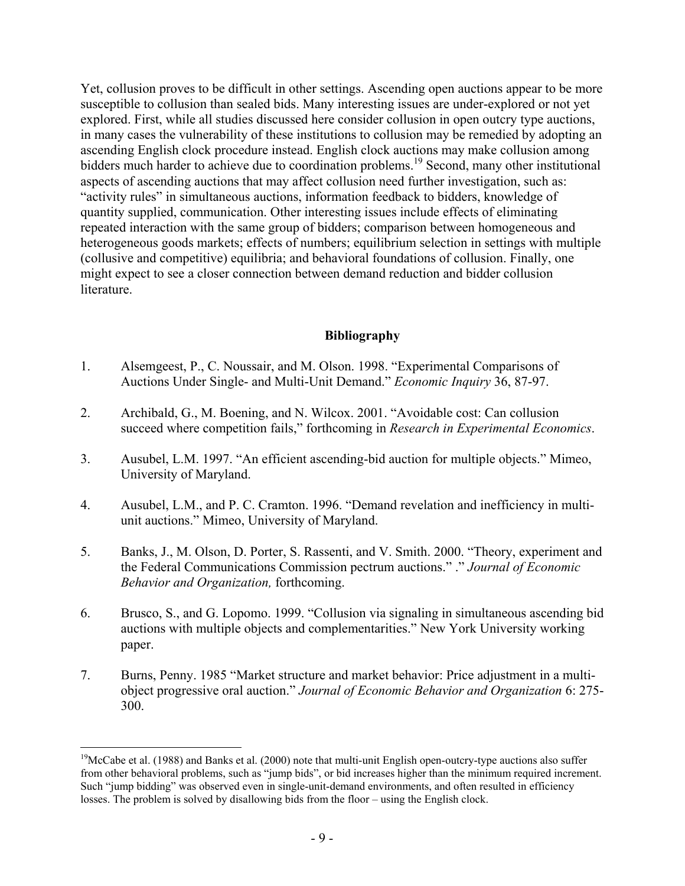Yet, collusion proves to be difficult in other settings. Ascending open auctions appear to be more susceptible to collusion than sealed bids. Many interesting issues are under-explored or not yet explored. First, while all studies discussed here consider collusion in open outcry type auctions, in many cases the vulnerability of these institutions to collusion may be remedied by adopting an ascending English clock procedure instead. English clock auctions may make collusion among bidders much harder to achieve due to coordination problems.[19] Second, many other institutional aspects of ascending auctions that may affect collusion need further investigation, such as: "activity rules" in simultaneous auctions, information feedback to bidders, knowledge of quantity supplied, communication. Other interesting issues include effects of eliminating repeated interaction with the same group of bidders; comparison between homogeneous and heterogeneous goods markets; effects of numbers; equilibrium selection in settings with multiple (collusive and competitive) equilibria; and behavioral foundations of collusion. Finally, one might expect to see a closer connection between demand reduction and bidder collusion literature.

## Bibliography

1. Alsemgeest, P., C. Noussair, and M. Olson. 1998. "Experimental Comparisons of Auctions Under Single- and Multi-Unit Demand." *Economic Inquiry* 36, 87-97.

2. Archibald, G., M. Boening, and N. Wilcox. 2001. "Avoidable cost: Can collusion succeed where competition fails," forthcoming in *Research in Experimental Economics*.

3. Ausubel, L.M. 1997. "An efficient ascending-bid auction for multiple objects." Mimeo, University of Maryland.

4. Ausubel, L.M., and P. C. Cramton. 1996. "Demand revelation and inefficiency in multi-unit auctions." Mimeo, University of Maryland.

5. Banks, J., M. Olson, D. Porter, S. Rassenti, and V. Smith. 2000. "Theory, experiment and the Federal Communications Commission pectrum auctions." ." *Journal of Economic Behavior and Organization,* forthcoming.

6. Brusco, S., and G. Lopomo. 1999. "Collusion via signaling in simultaneous ascending bid auctions with multiple objects and complementarities." New York University working paper.

7. Burns, Penny. 1985 "Market structure and market behavior: Price adjustment in a multi-object progressive oral auction." *Journal of Economic Behavior and Organization* 6: 275-300.

---

[19] McCabe et al. (1988) and Banks et al. (2000) note that multi-unit English open-outcry-type auctions also suffer from other behavioral problems, such as "jump bids", or bid increases higher than the minimum required increment. Such "jump bidding" was observed even in single-unit-demand environments, and often resulted in efficiency losses. The problem is solved by disallowing bids from the floor – using the English clock.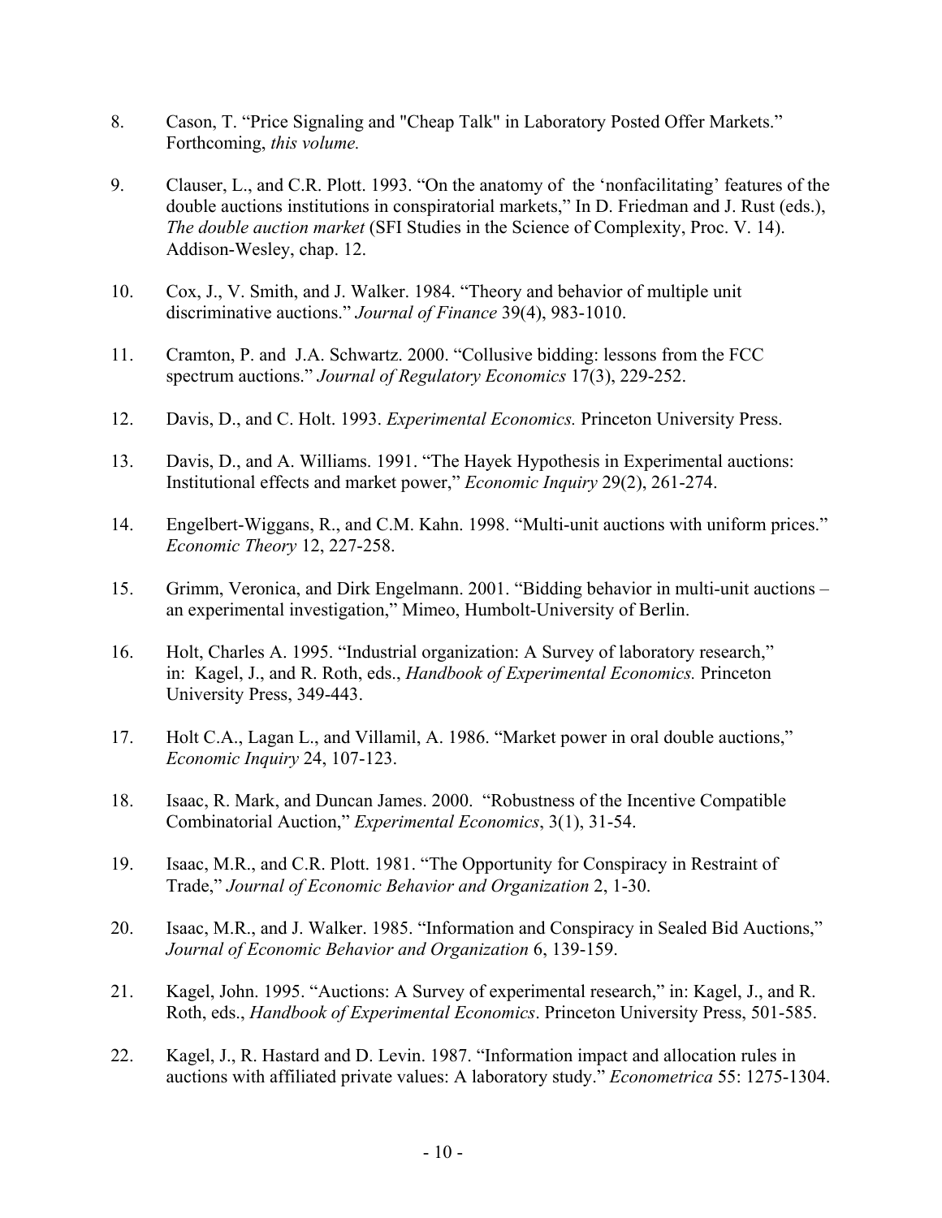8. Cason, T. "Price Signaling and "Cheap Talk" in Laboratory Posted Offer Markets." Forthcoming, *this volume.*

9. Clauser, L., and C.R. Plott. 1993. "On the anatomy of the 'nonfacilitating' features of the double auctions institutions in conspiratorial markets," In D. Friedman and J. Rust (eds.), *The double auction market* (SFI Studies in the Science of Complexity, Proc. V. 14). Addison-Wesley, chap. 12.

10. Cox, J., V. Smith, and J. Walker. 1984. "Theory and behavior of multiple unit discriminative auctions." *Journal of Finance* 39(4), 983-1010.

11. Cramton, P. and J.A. Schwartz. 2000. "Collusive bidding: lessons from the FCC spectrum auctions." *Journal of Regulatory Economics* 17(3), 229-252.

12. Davis, D., and C. Holt. 1993. *Experimental Economics.* Princeton University Press.

13. Davis, D., and A. Williams. 1991. "The Hayek Hypothesis in Experimental auctions: Institutional effects and market power," *Economic Inquiry* 29(2), 261-274.

14. Engelbert-Wiggans, R., and C.M. Kahn. 1998. "Multi-unit auctions with uniform prices." *Economic Theory* 12, 227-258.

15. Grimm, Veronica, and Dirk Engelmann. 2001. "Bidding behavior in multi-unit auctions – an experimental investigation," Mimeo, Humbolt-University of Berlin.

16. Holt, Charles A. 1995. "Industrial organization: A Survey of laboratory research," in: Kagel, J., and R. Roth, eds., *Handbook of Experimental Economics.* Princeton University Press, 349-443.

17. Holt C.A., Lagan L., and Villamil, A. 1986. "Market power in oral double auctions," *Economic Inquiry* 24, 107-123.

18. Isaac, R. Mark, and Duncan James. 2000. "Robustness of the Incentive Compatible Combinatorial Auction," *Experimental Economics*, 3(1), 31-54.

19. Isaac, M.R., and C.R. Plott. 1981. "The Opportunity for Conspiracy in Restraint of Trade," *Journal of Economic Behavior and Organization* 2, 1-30.

20. Isaac, M.R., and J. Walker. 1985. "Information and Conspiracy in Sealed Bid Auctions," *Journal of Economic Behavior and Organization* 6, 139-159.

21. Kagel, John. 1995. "Auctions: A Survey of experimental research," in: Kagel, J., and R. Roth, eds., *Handbook of Experimental Economics*. Princeton University Press, 501-585.

22. Kagel, J., R. Hastard and D. Levin. 1987. "Information impact and allocation rules in auctions with affiliated private values: A laboratory study." *Econometrica* 55: 1275-1304.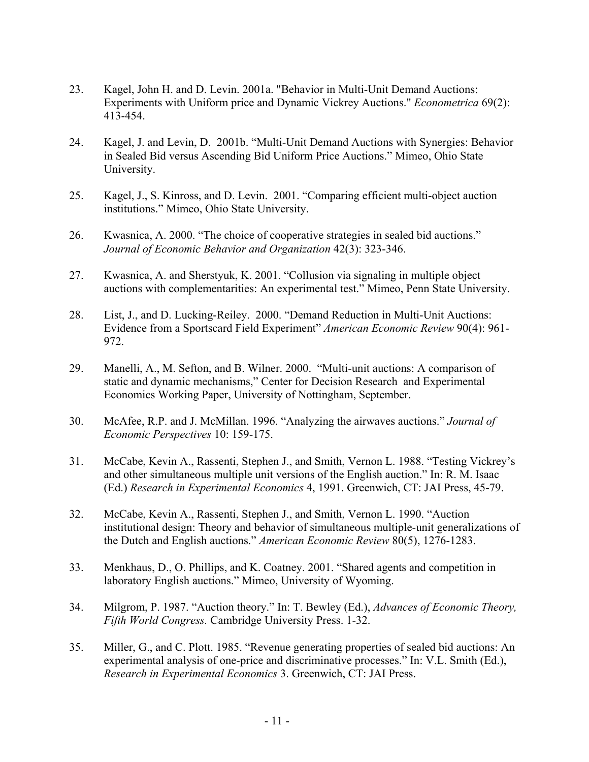23. Kagel, John H. and D. Levin. 2001a. "Behavior in Multi-Unit Demand Auctions: Experiments with Uniform price and Dynamic Vickrey Auctions." *Econometrica* 69(2): 413-454.

24. Kagel, J. and Levin, D. 2001b. "Multi-Unit Demand Auctions with Synergies: Behavior in Sealed Bid versus Ascending Bid Uniform Price Auctions." Mimeo, Ohio State University.

25. Kagel, J., S. Kinross, and D. Levin. 2001. "Comparing efficient multi-object auction institutions." Mimeo, Ohio State University.

26. Kwasnica, A. 2000. "The choice of cooperative strategies in sealed bid auctions." *Journal of Economic Behavior and Organization* 42(3): 323-346.

27. Kwasnica, A. and Sherstyuk, K. 2001. "Collusion via signaling in multiple object auctions with complementarities: An experimental test." Mimeo, Penn State University.

28. List, J., and D. Lucking-Reiley. 2000. "Demand Reduction in Multi-Unit Auctions: Evidence from a Sportscard Field Experiment" *American Economic Review* 90(4): 961-972.

29. Manelli, A., M. Sefton, and B. Wilner. 2000. "Multi-unit auctions: A comparison of static and dynamic mechanisms," Center for Decision Research and Experimental Economics Working Paper, University of Nottingham, September.

30. McAfee, R.P. and J. McMillan. 1996. "Analyzing the airwaves auctions." *Journal of Economic Perspectives* 10: 159-175.

31. McCabe, Kevin A., Rassenti, Stephen J., and Smith, Vernon L. 1988. "Testing Vickrey's and other simultaneous multiple unit versions of the English auction." In: R. M. Isaac (Ed.) *Research in Experimental Economics* 4, 1991. Greenwich, CT: JAI Press, 45-79.

32. McCabe, Kevin A., Rassenti, Stephen J., and Smith, Vernon L. 1990. "Auction institutional design: Theory and behavior of simultaneous multiple-unit generalizations of the Dutch and English auctions." *American Economic Review* 80(5), 1276-1283.

33. Menkhaus, D., O. Phillips, and K. Coatney. 2001. "Shared agents and competition in laboratory English auctions." Mimeo, University of Wyoming.

34. Milgrom, P. 1987. "Auction theory." In: T. Bewley (Ed.), *Advances of Economic Theory, Fifth World Congress.* Cambridge University Press. 1-32.

35. Miller, G., and C. Plott. 1985. "Revenue generating properties of sealed bid auctions: An experimental analysis of one-price and discriminative processes." In: V.L. Smith (Ed.), *Research in Experimental Economics* 3. Greenwich, CT: JAI Press.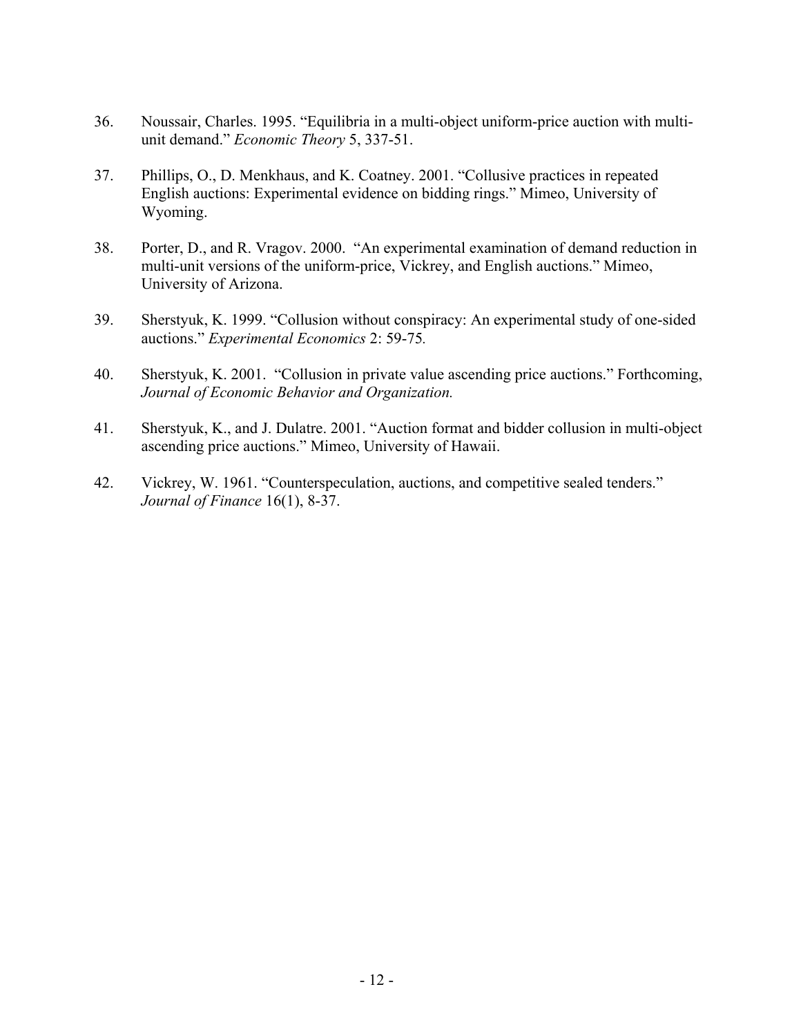36. Noussair, Charles. 1995. "Equilibria in a multi-object uniform-price auction with multi-unit demand." *Economic Theory* 5, 337-51.

37. Phillips, O., D. Menkhaus, and K. Coatney. 2001. "Collusive practices in repeated English auctions: Experimental evidence on bidding rings." Mimeo, University of Wyoming.

38. Porter, D., and R. Vragov. 2000. "An experimental examination of demand reduction in multi-unit versions of the uniform-price, Vickrey, and English auctions." Mimeo, University of Arizona.

39. Sherstyuk, K. 1999. "Collusion without conspiracy: An experimental study of one-sided auctions." *Experimental Economics* 2: 59-75.

40. Sherstyuk, K. 2001. "Collusion in private value ascending price auctions." Forthcoming, *Journal of Economic Behavior and Organization.*

41. Sherstyuk, K., and J. Dulatre. 2001. "Auction format and bidder collusion in multi-object ascending price auctions." Mimeo, University of Hawaii.

42. Vickrey, W. 1961. "Counterspeculation, auctions, and competitive sealed tenders." *Journal of Finance* 16(1), 8-37.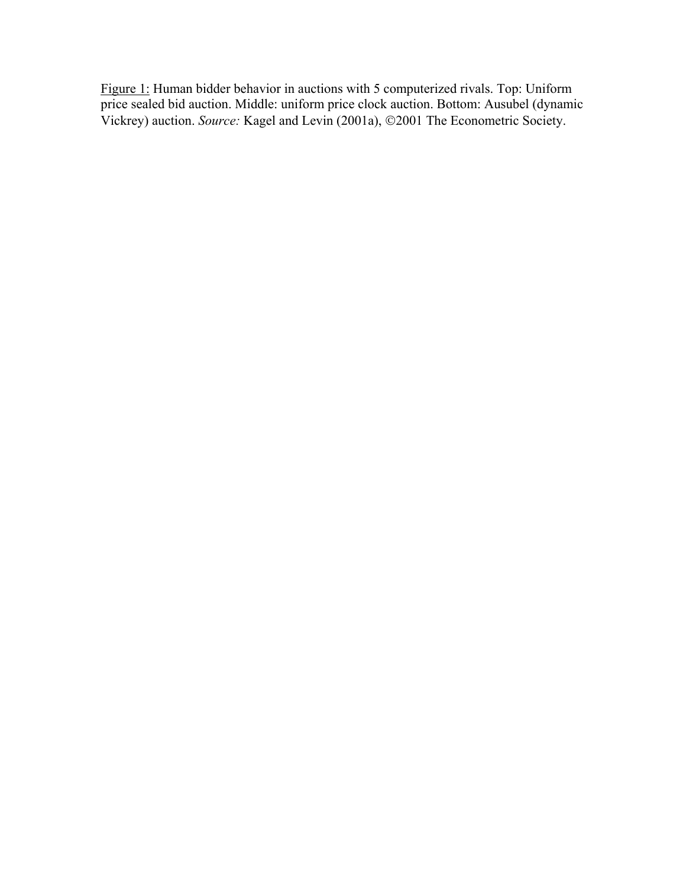<u>Figure 1:</u> Human bidder behavior in auctions with 5 computerized rivals. Top: Uniform price sealed bid auction. Middle: uniform price clock auction. Bottom: Ausubel (dynamic Vickrey) auction. *Source:* Kagel and Levin (2001a), ©2001 The Econometric Society.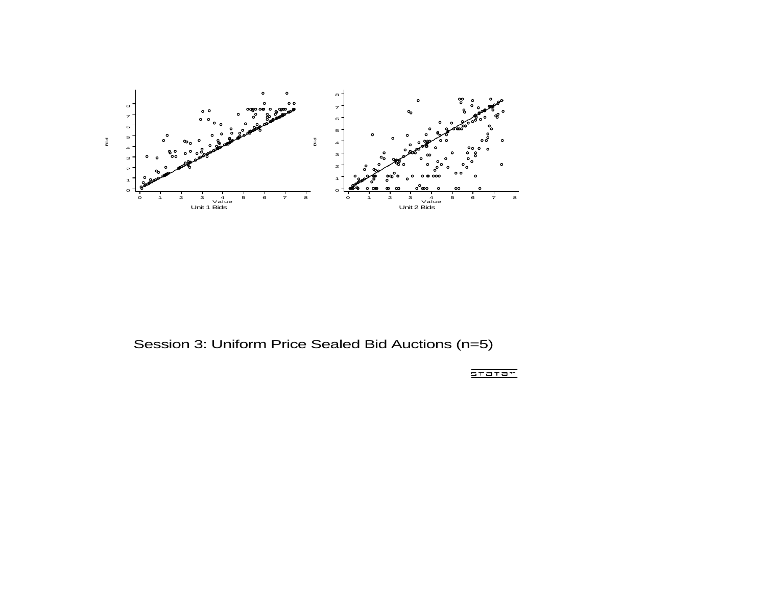Session 3: Uniform Price Sealed Bid Auctions (n=5)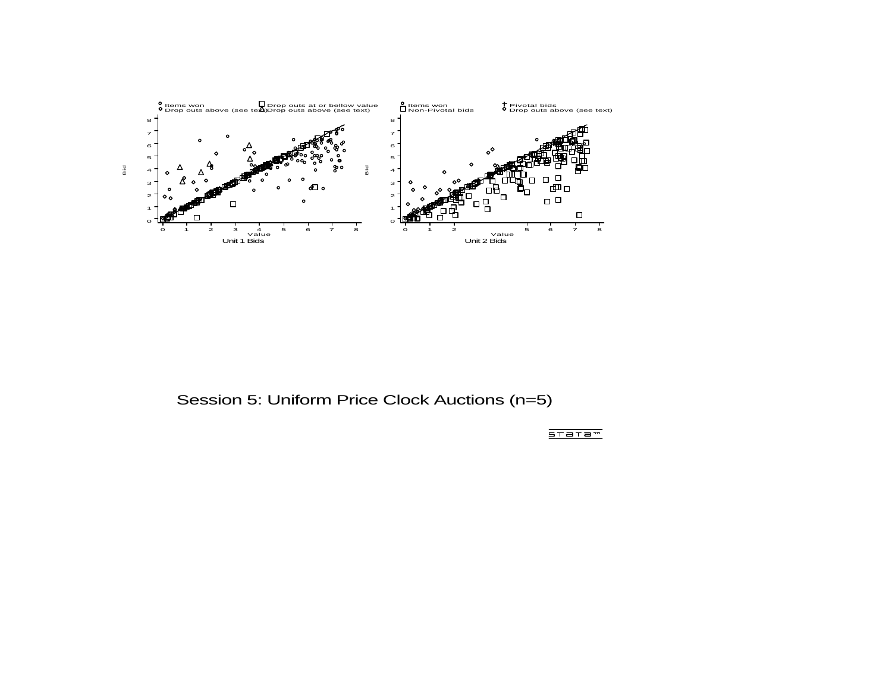Session 5: Uniform Price Clock Auctions (n=5)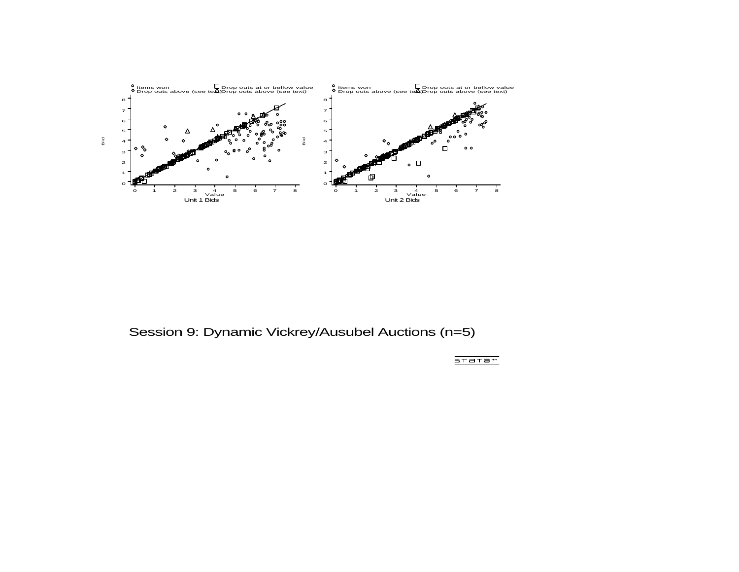Session 9: Dynamic Vickrey/Ausubel Auctions (n=5)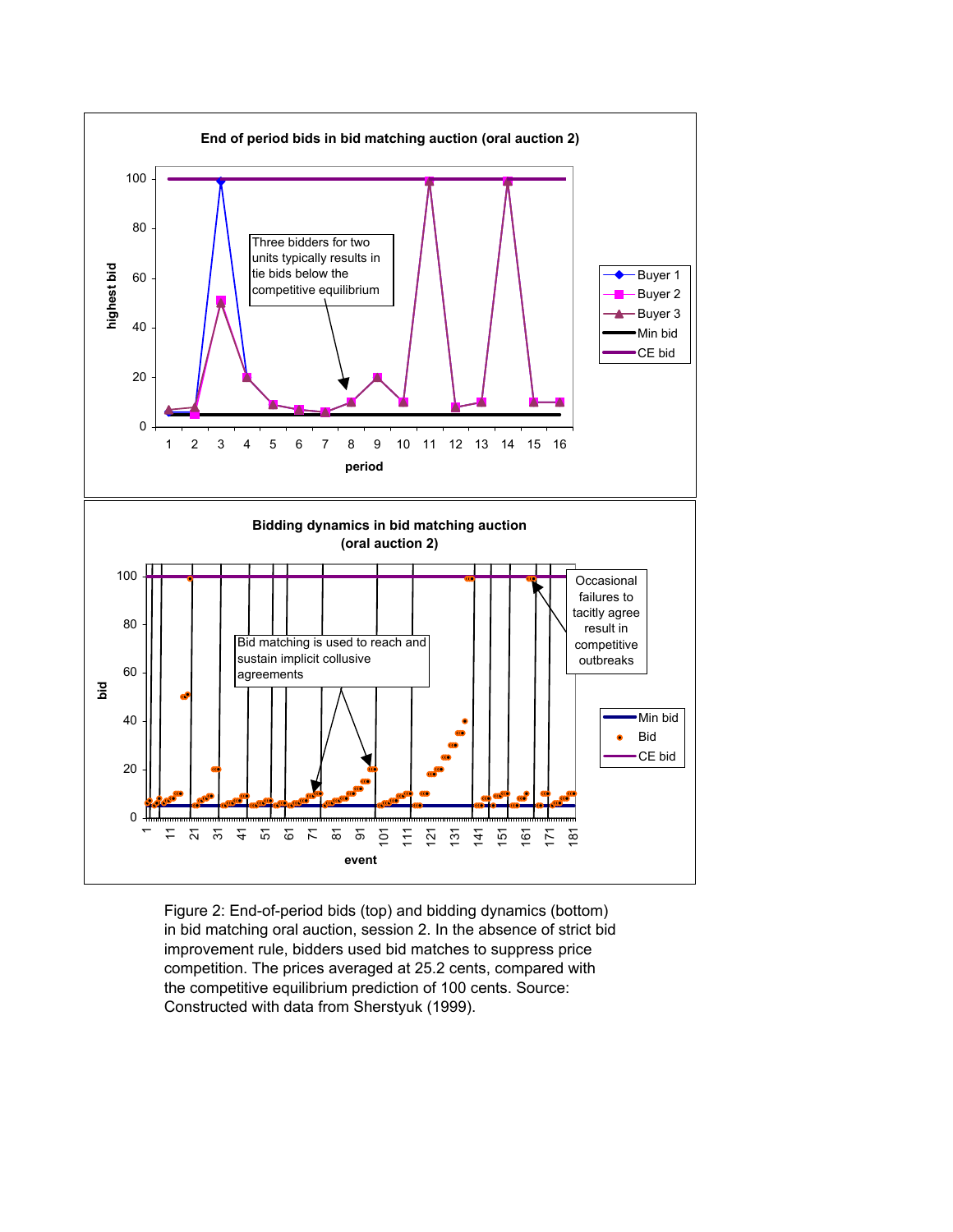Figure 2: End-of-period bids (top) and bidding dynamics (bottom) in bid matching oral auction, session 2. In the absence of strict bid improvement rule, bidders used bid matches to suppress price competition. The prices averaged at 25.2 cents, compared with the competitive equilibrium prediction of 100 cents. Source: Constructed with data from Sherstyuk (1999).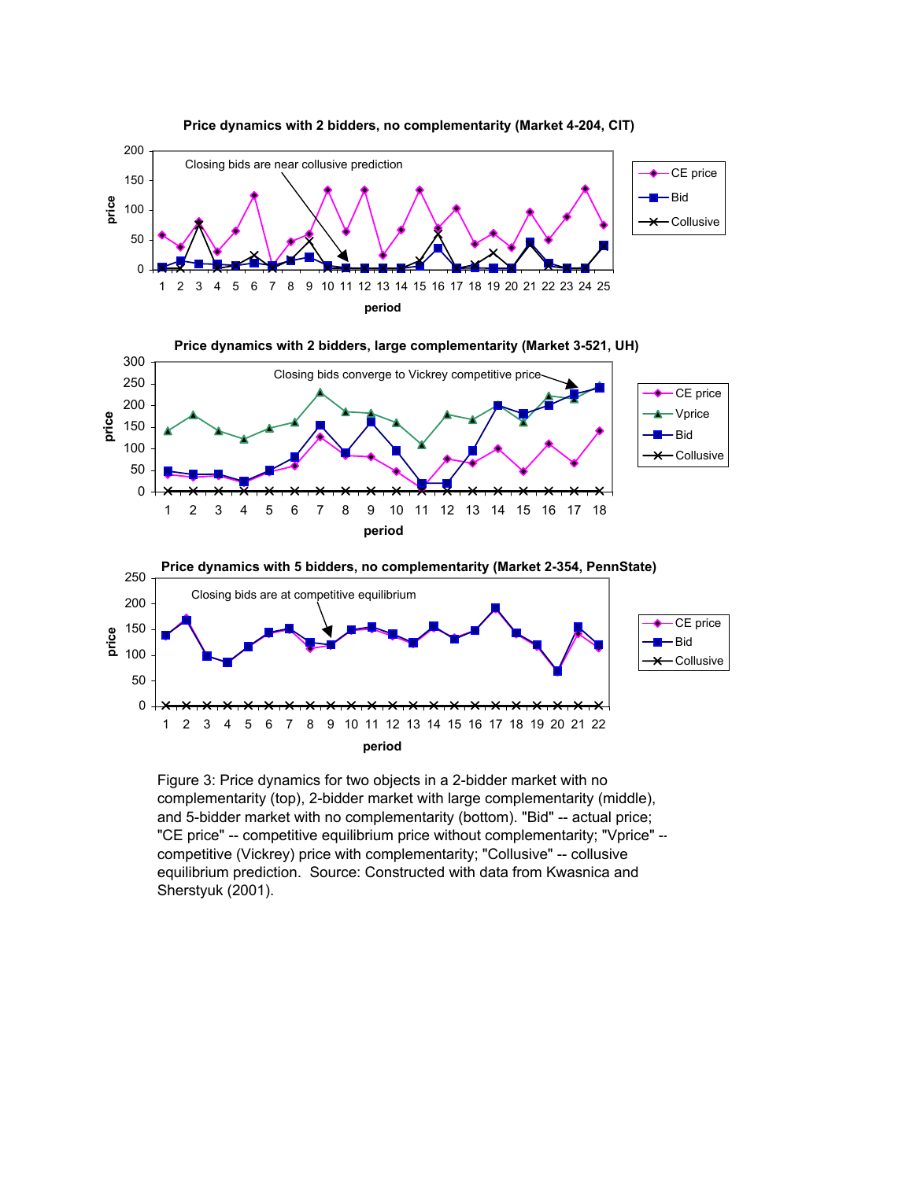Price dynamics with 2 bidders, no complementarity (Market 4-204, CIT)

200
150
100
50
0

price

Closing bids are near collusive prediction

1 2 3 4 5 6 7 8 9 10 11 12 13 14 15 16 17 18 19 20 21 22 23 24 25

period

CE price
Bid
Collusive

Price dynamics with 2 bidders, large complementarity (Market 3-521, UH)

300
250
200
150
100
50
0

price

Closing bids converge to Vickrey competitive price

1 2 3 4 5 6 7 8 9 10 11 12 13 14 15 16 17 18

period

CE price
Vprice
Bid
Collusive

Price dynamics with 5 bidders, no complementarity (Market 2-354, PennState)

250
200
150
100
50
0

price

Closing bids are at competitive equilibrium

1 2 3 4 5 6 7 8 9 10 11 12 13 14 15 16 17 18 19 20 21 22

period

CE price
Bid
Collusive

Figure 3: Price dynamics for two objects in a 2-bidder market with no complementarity (top), 2-bidder market with large complementarity (middle), and 5-bidder market with no complementarity (bottom). "Bid" -- actual price; "CE price" -- competitive equilibrium price without complementarity; "Vprice" -- competitive (Vickrey) price with complementarity; "Collusive" -- collusive equilibrium prediction. Source: Constructed with data from Kwasnica and Sherstyuk (2001).